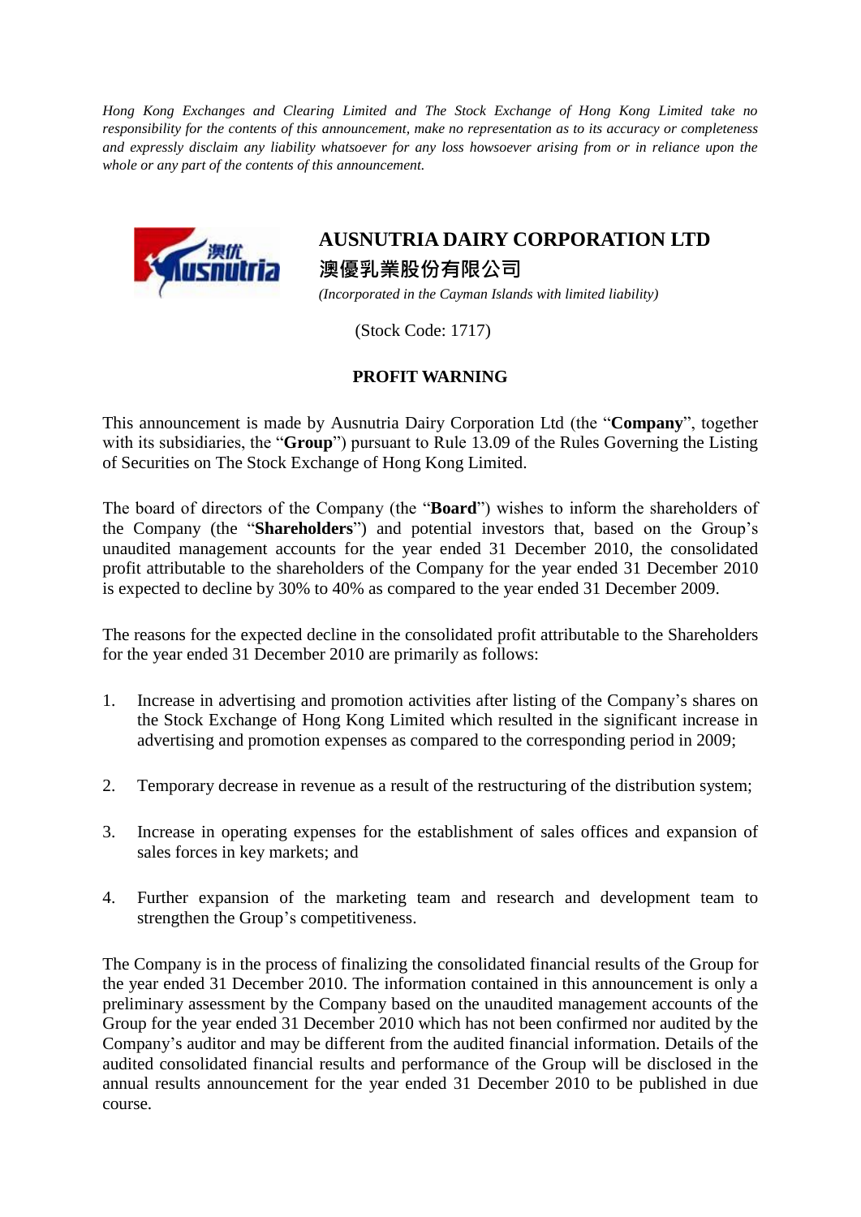*Hong Kong Exchanges and Clearing Limited and The Stock Exchange of Hong Kong Limited take no responsibility for the contents of this announcement, make no representation as to its accuracy or completeness and expressly disclaim any liability whatsoever for any loss howsoever arising from or in reliance upon the whole or any part of the contents of this announcement.*

# AUSNUTRIA DAIRY CORPORATION LTD

# 澳優乳業股份有限公司

*(Incorporated in the Cayman Islands with limited liability)*

(Stock Code: 1717)

## PROFIT WARNING

This announcement is made by Ausnutria Dairy Corporation Ltd (the "**Company**", together with its subsidiaries, the "**Group**") pursuant to Rule 13.09 of the Rules Governing the Listing of Securities on The Stock Exchange of Hong Kong Limited.

The board of directors of the Company (the "**Board**") wishes to inform the shareholders of the Company (the "**Shareholders**") and potential investors that, based on the Group's unaudited management accounts for the year ended 31 December 2010, the consolidated profit attributable to the shareholders of the Company for the year ended 31 December 2010 is expected to decline by 30% to 40% as compared to the year ended 31 December 2009.

The reasons for the expected decline in the consolidated profit attributable to the Shareholders for the year ended 31 December 2010 are primarily as follows:

1. Increase in advertising and promotion activities after listing of the Company's shares on the Stock Exchange of Hong Kong Limited which resulted in the significant increase in advertising and promotion expenses as compared to the corresponding period in 2009;

2. Temporary decrease in revenue as a result of the restructuring of the distribution system;

3. Increase in operating expenses for the establishment of sales offices and expansion of sales forces in key markets; and

4. Further expansion of the marketing team and research and development team to strengthen the Group's competitiveness.

The Company is in the process of finalizing the consolidated financial results of the Group for the year ended 31 December 2010. The information contained in this announcement is only a preliminary assessment by the Company based on the unaudited management accounts of the Group for the year ended 31 December 2010 which has not been confirmed nor audited by the Company's auditor and may be different from the audited financial information. Details of the audited consolidated financial results and performance of the Group will be disclosed in the annual results announcement for the year ended 31 December 2010 to be published in due course.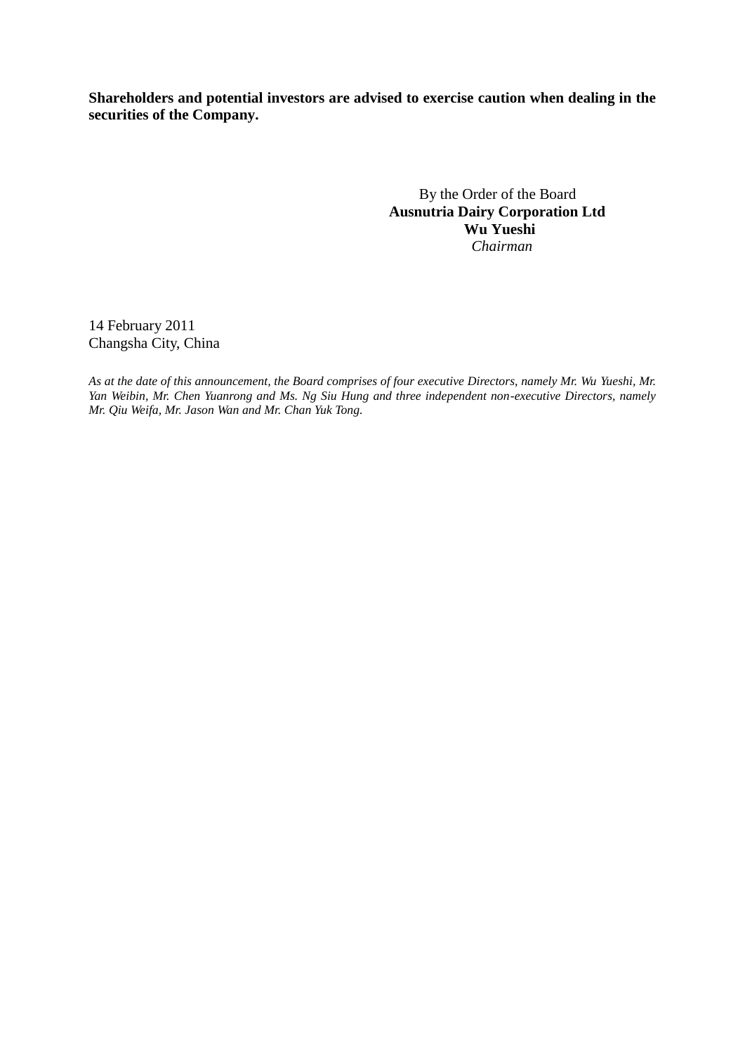**Shareholders and potential investors are advised to exercise caution when dealing in the securities of the Company.**

By the Order of the Board
**Ausnutria Dairy Corporation Ltd**
**Wu Yueshi**
*Chairman*

14 February 2011
Changsha City, China

*As at the date of this announcement, the Board comprises of four executive Directors, namely Mr. Wu Yueshi, Mr. Yan Weibin, Mr. Chen Yuanrong and Ms. Ng Siu Hung and three independent non-executive Directors, namely Mr. Qiu Weifa, Mr. Jason Wan and Mr. Chan Yuk Tong.*